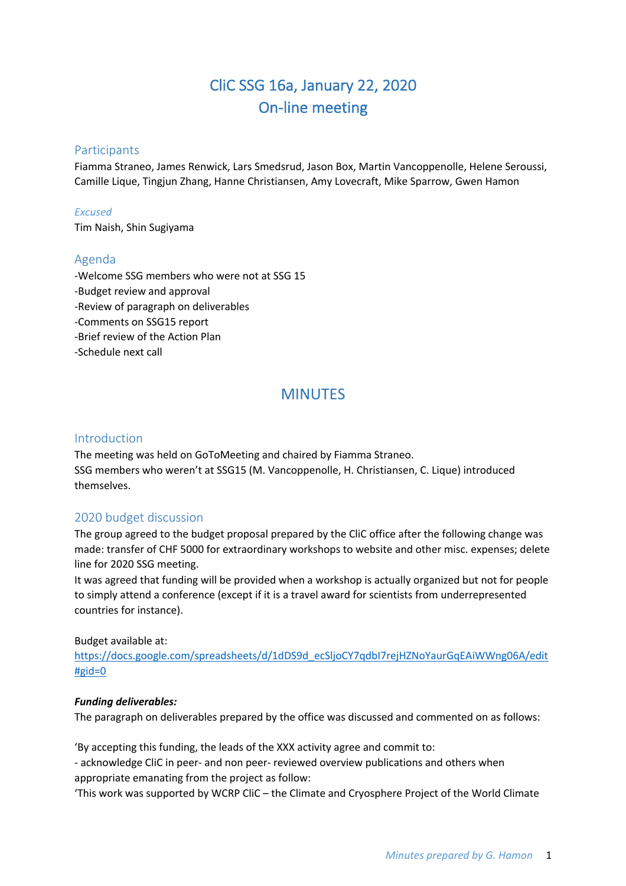# CliC SSG 16a, January 22, 2020
# On-line meeting

## Participants

Fiamma Straneo, James Renwick, Lars Smedsrud, Jason Box, Martin Vancoppenolle, Helene Seroussi, Camille Lique, Tingjun Zhang, Hanne Christiansen, Amy Lovecraft, Mike Sparrow, Gwen Hamon

### *Excused*

Tim Naish, Shin Sugiyama

## Agenda

-Welcome SSG members who were not at SSG 15
-Budget review and approval
-Review of paragraph on deliverables
-Comments on SSG15 report
-Brief review of the Action Plan
-Schedule next call

# MINUTES

## Introduction

The meeting was held on GoToMeeting and chaired by Fiamma Straneo.
SSG members who weren't at SSG15 (M. Vancoppenolle, H. Christiansen, C. Lique) introduced themselves.

## 2020 budget discussion

The group agreed to the budget proposal prepared by the CliC office after the following change was made: transfer of CHF 5000 for extraordinary workshops to website and other misc. expenses; delete line for 2020 SSG meeting.
It was agreed that funding will be provided when a workshop is actually organized but not for people to simply attend a conference (except if it is a travel award for scientists from underrepresented countries for instance).

Budget available at:
[https://docs.google.com/spreadsheets/d/1dDS9d_ecSljoCY7qdbI7rejHZNoYaurGqEAiWWng06A/edit#gid=0](https://docs.google.com/spreadsheets/d/1dDS9d_ecSljoCY7qdbI7rejHZNoYaurGqEAiWWng06A/edit#gid=0)

***Funding deliverables:***

The paragraph on deliverables prepared by the office was discussed and commented on as follows:

'By accepting this funding, the leads of the XXX activity agree and commit to:
- acknowledge CliC in peer- and non peer- reviewed overview publications and others when appropriate emanating from the project as follow:
'This work was supported by WCRP CliC – the Climate and Cryosphere Project of the World Climate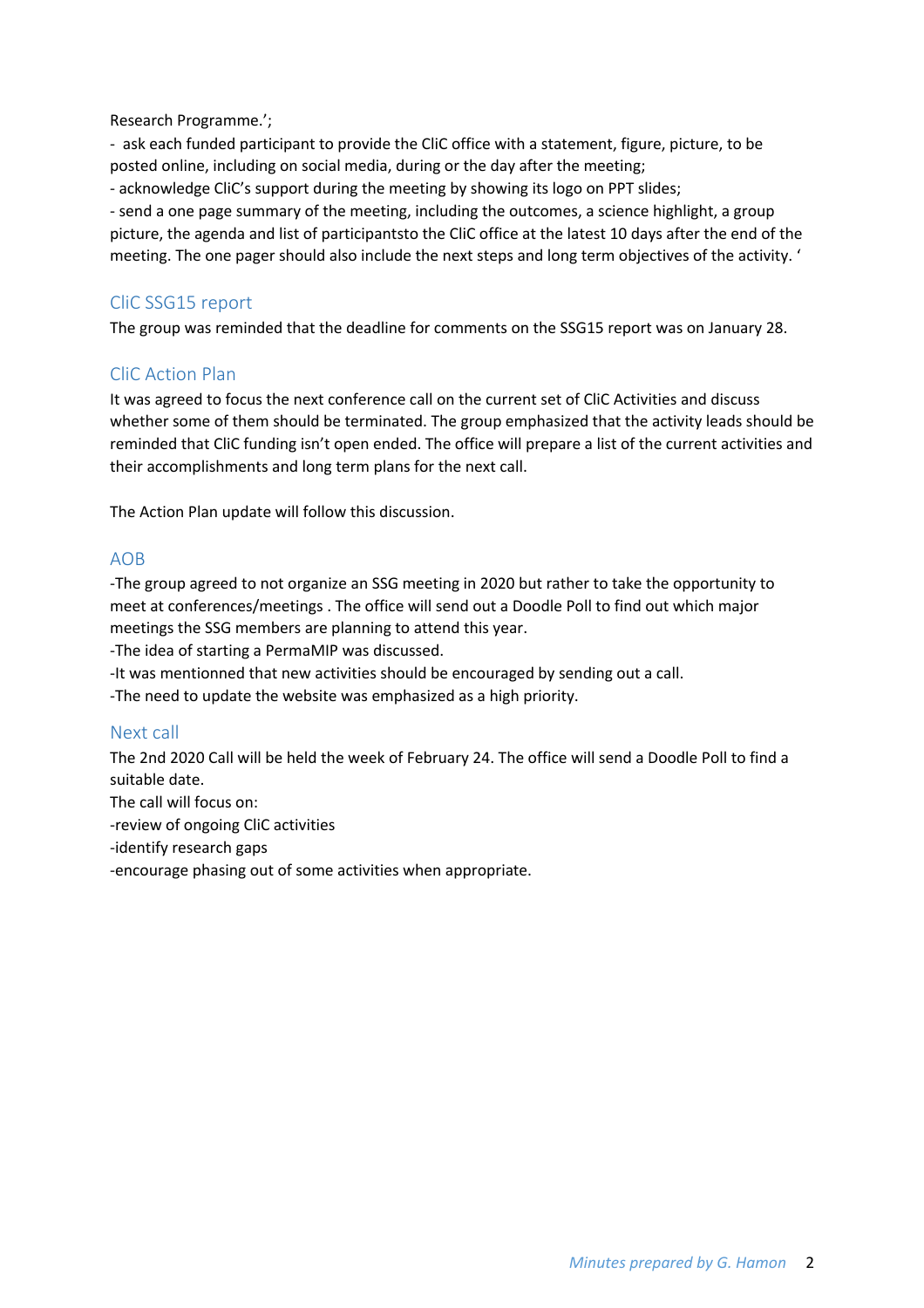Research Programme.';

- ask each funded participant to provide the CliC office with a statement, figure, picture, to be posted online, including on social media, during or the day after the meeting;
- acknowledge CliC's support during the meeting by showing its logo on PPT slides;
- send a one page summary of the meeting, including the outcomes, a science highlight, a group picture, the agenda and list of participantsto the CliC office at the latest 10 days after the end of the meeting. The one pager should also include the next steps and long term objectives of the activity. '

## CliC SSG15 report

The group was reminded that the deadline for comments on the SSG15 report was on January 28.

## CliC Action Plan

It was agreed to focus the next conference call on the current set of CliC Activities and discuss whether some of them should be terminated. The group emphasized that the activity leads should be reminded that CliC funding isn't open ended. The office will prepare a list of the current activities and their accomplishments and long term plans for the next call.

The Action Plan update will follow this discussion.

## AOB

-The group agreed to not organize an SSG meeting in 2020 but rather to take the opportunity to meet at conferences/meetings . The office will send out a Doodle Poll to find out which major meetings the SSG members are planning to attend this year.

-The idea of starting a PermaMIP was discussed.

-It was mentionned that new activities should be encouraged by sending out a call.

-The need to update the website was emphasized as a high priority.

## Next call

The 2nd 2020 Call will be held the week of February 24. The office will send a Doodle Poll to find a suitable date.

The call will focus on:

-review of ongoing CliC activities

-identify research gaps

-encourage phasing out of some activities when appropriate.

*Minutes prepared by G. Hamon*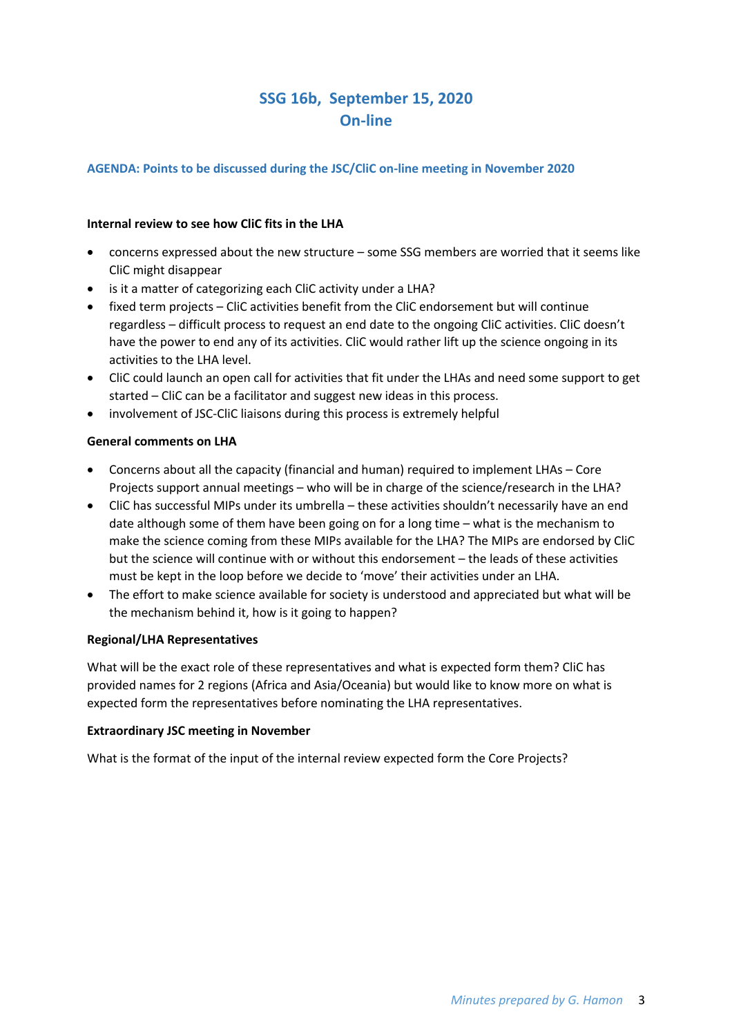## SSG 16b, September 15, 2020
## On-line

### AGENDA: Points to be discussed during the JSC/CliC on-line meeting in November 2020

**Internal review to see how CliC fits in the LHA**

- concerns expressed about the new structure – some SSG members are worried that it seems like CliC might disappear
- is it a matter of categorizing each CliC activity under a LHA?
- fixed term projects – CliC activities benefit from the CliC endorsement but will continue regardless – difficult process to request an end date to the ongoing CliC activities. CliC doesn't have the power to end any of its activities. CliC would rather lift up the science ongoing in its activities to the LHA level.
- CliC could launch an open call for activities that fit under the LHAs and need some support to get started – CliC can be a facilitator and suggest new ideas in this process.
- involvement of JSC-CliC liaisons during this process is extremely helpful

**General comments on LHA**

- Concerns about all the capacity (financial and human) required to implement LHAs – Core Projects support annual meetings – who will be in charge of the science/research in the LHA?
- CliC has successful MIPs under its umbrella – these activities shouldn't necessarily have an end date although some of them have been going on for a long time – what is the mechanism to make the science coming from these MIPs available for the LHA? The MIPs are endorsed by CliC but the science will continue with or without this endorsement – the leads of these activities must be kept in the loop before we decide to 'move' their activities under an LHA.
- The effort to make science available for society is understood and appreciated but what will be the mechanism behind it, how is it going to happen?

**Regional/LHA Representatives**

What will be the exact role of these representatives and what is expected form them? CliC has provided names for 2 regions (Africa and Asia/Oceania) but would like to know more on what is expected form the representatives before nominating the LHA representatives.

**Extraordinary JSC meeting in November**

What is the format of the input of the internal review expected form the Core Projects?

*Minutes prepared by G. Hamon*